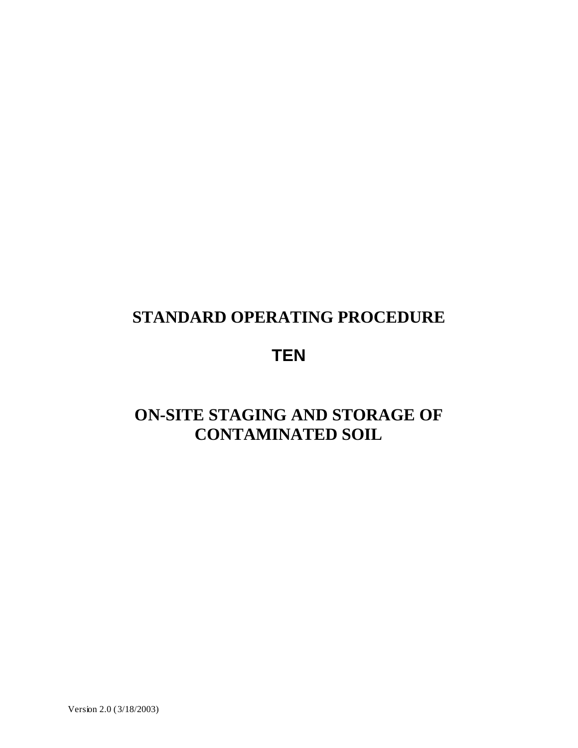# STANDARD OPERATING PROCEDURE

# TEN

# ON-SITE STAGING AND STORAGE OF CONTAMINATED SOIL

Version 2.0 (3/18/2003)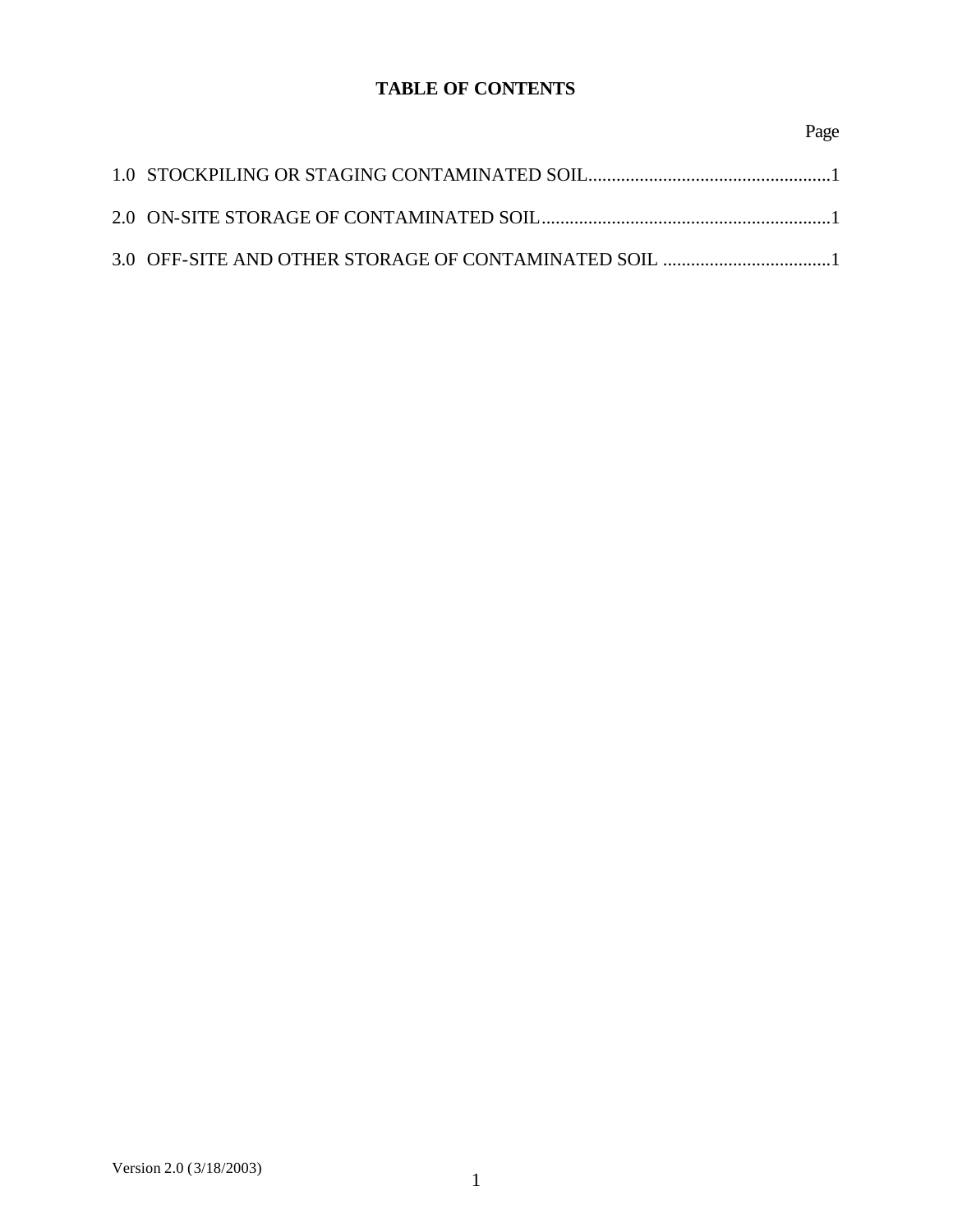# TABLE OF CONTENTS

| | Page |
|---|---|
| 1.0 STOCKPILING OR STAGING CONTAMINATED SOIL | 1 |
| 2.0 ON-SITE STORAGE OF CONTAMINATED SOIL | 1 |
| 3.0 OFF-SITE AND OTHER STORAGE OF CONTAMINATED SOIL | 1 |

Version 2.0 (3/18/2003)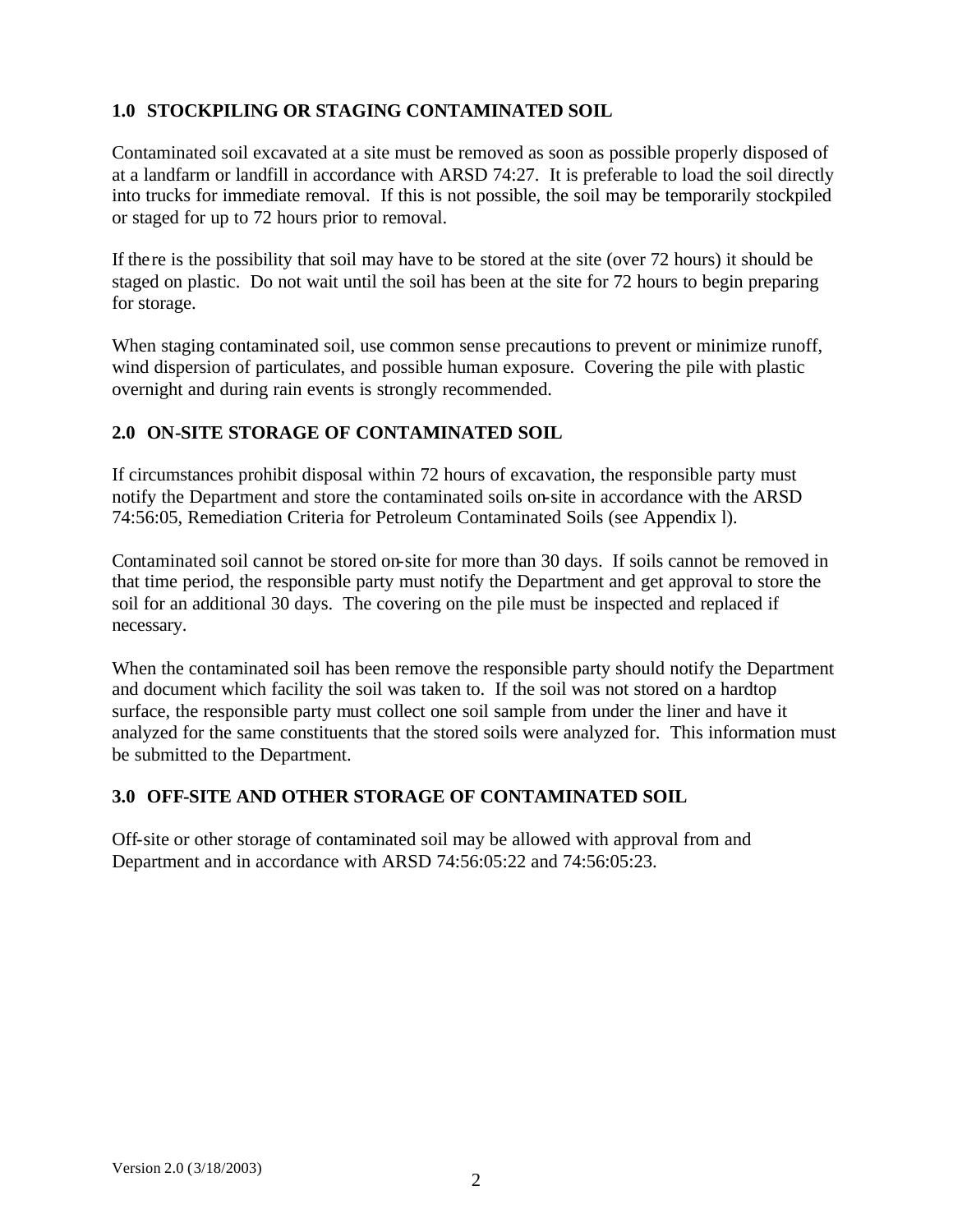## 1.0 STOCKPILING OR STAGING CONTAMINATED SOIL

Contaminated soil excavated at a site must be removed as soon as possible properly disposed of at a landfarm or landfill in accordance with ARSD 74:27. It is preferable to load the soil directly into trucks for immediate removal. If this is not possible, the soil may be temporarily stockpiled or staged for up to 72 hours prior to removal.

If there is the possibility that soil may have to be stored at the site (over 72 hours) it should be staged on plastic. Do not wait until the soil has been at the site for 72 hours to begin preparing for storage.

When staging contaminated soil, use common sense precautions to prevent or minimize runoff, wind dispersion of particulates, and possible human exposure. Covering the pile with plastic overnight and during rain events is strongly recommended.

## 2.0 ON-SITE STORAGE OF CONTAMINATED SOIL

If circumstances prohibit disposal within 72 hours of excavation, the responsible party must notify the Department and store the contaminated soils on-site in accordance with the ARSD 74:56:05, Remediation Criteria for Petroleum Contaminated Soils (see Appendix l).

Contaminated soil cannot be stored on-site for more than 30 days. If soils cannot be removed in that time period, the responsible party must notify the Department and get approval to store the soil for an additional 30 days. The covering on the pile must be inspected and replaced if necessary.

When the contaminated soil has been remove the responsible party should notify the Department and document which facility the soil was taken to. If the soil was not stored on a hardtop surface, the responsible party must collect one soil sample from under the liner and have it analyzed for the same constituents that the stored soils were analyzed for. This information must be submitted to the Department.

## 3.0 OFF-SITE AND OTHER STORAGE OF CONTAMINATED SOIL

Off-site or other storage of contaminated soil may be allowed with approval from and Department and in accordance with ARSD 74:56:05:22 and 74:56:05:23.

Version 2.0 (3/18/2003)